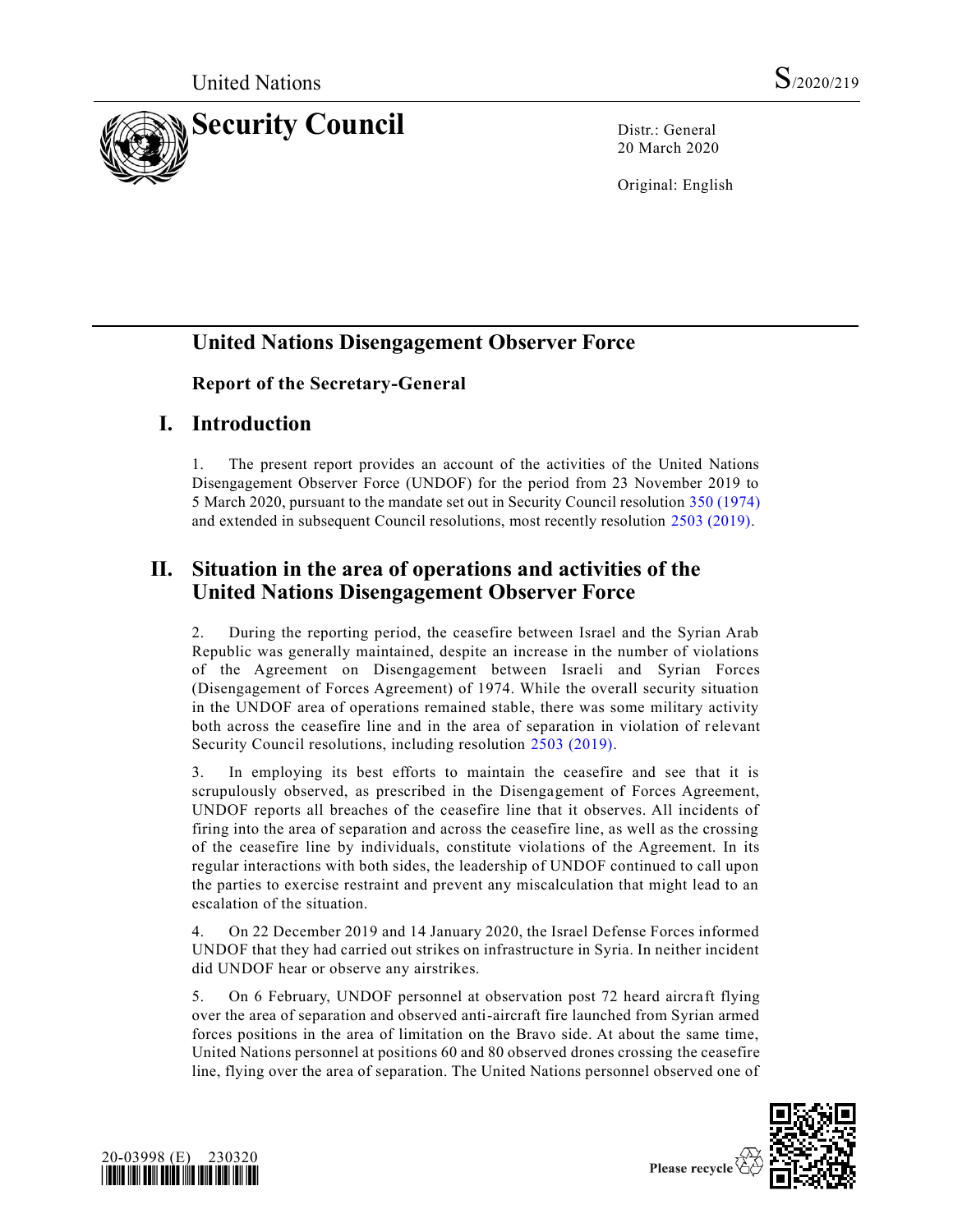United Nations S/2020/219

# Security Council

Distr.: General
20 March 2020

Original: English

## United Nations Disengagement Observer Force

### Report of the Secretary-General

## I. Introduction

1. The present report provides an account of the activities of the United Nations Disengagement Observer Force (UNDOF) for the period from 23 November 2019 to 5 March 2020, pursuant to the mandate set out in Security Council resolution 350 (1974) and extended in subsequent Council resolutions, most recently resolution 2503 (2019).

## II. Situation in the area of operations and activities of the United Nations Disengagement Observer Force

2. During the reporting period, the ceasefire between Israel and the Syrian Arab Republic was generally maintained, despite an increase in the number of violations of the Agreement on Disengagement between Israeli and Syrian Forces (Disengagement of Forces Agreement) of 1974. While the overall security situation in the UNDOF area of operations remained stable, there was some military activity both across the ceasefire line and in the area of separation in violation of relevant Security Council resolutions, including resolution 2503 (2019).

3. In employing its best efforts to maintain the ceasefire and see that it is scrupulously observed, as prescribed in the Disengagement of Forces Agreement, UNDOF reports all breaches of the ceasefire line that it observes. All incidents of firing into the area of separation and across the ceasefire line, as well as the crossing of the ceasefire line by individuals, constitute violations of the Agreement. In its regular interactions with both sides, the leadership of UNDOF continued to call upon the parties to exercise restraint and prevent any miscalculation that might lead to an escalation of the situation.

4. On 22 December 2019 and 14 January 2020, the Israel Defense Forces informed UNDOF that they had carried out strikes on infrastructure in Syria. In neither incident did UNDOF hear or observe any airstrikes.

5. On 6 February, UNDOF personnel at observation post 72 heard aircraft flying over the area of separation and observed anti-aircraft fire launched from Syrian armed forces positions in the area of limitation on the Bravo side. At about the same time, United Nations personnel at positions 60 and 80 observed drones crossing the ceasefire line, flying over the area of separation. The United Nations personnel observed one of

20-03998 (E) 230320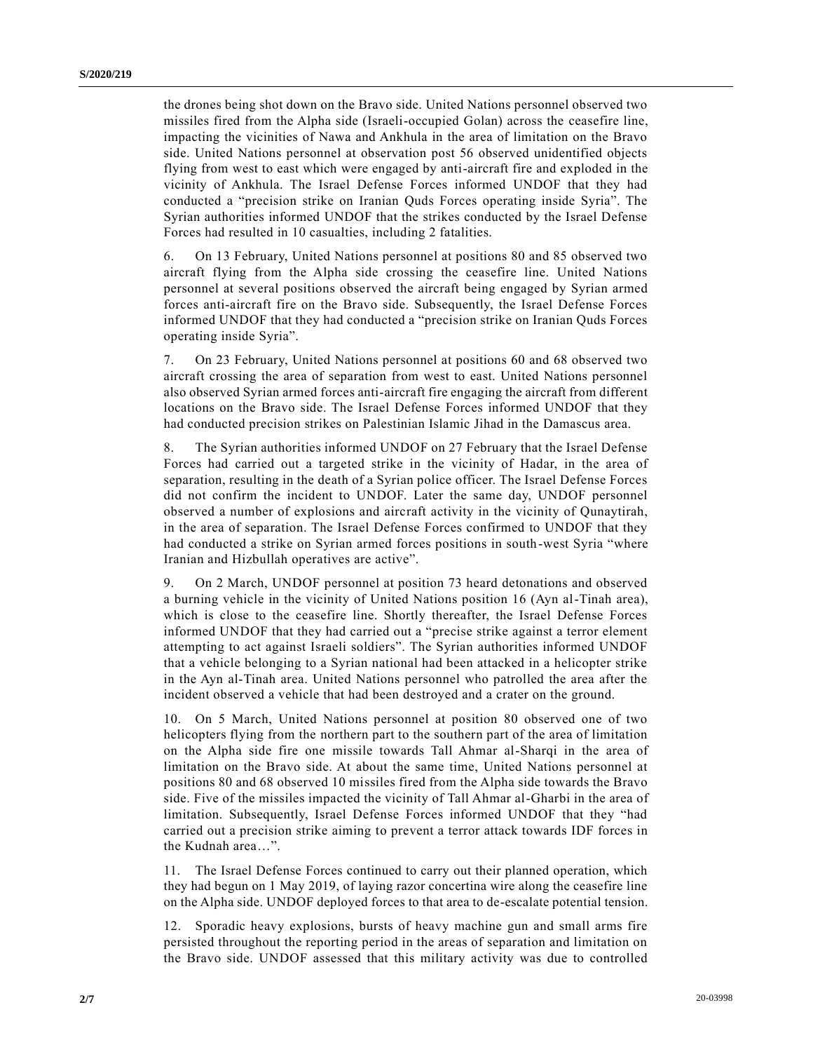the drones being shot down on the Bravo side. United Nations personnel observed two missiles fired from the Alpha side (Israeli-occupied Golan) across the ceasefire line, impacting the vicinities of Nawa and Ankhula in the area of limitation on the Bravo side. United Nations personnel at observation post 56 observed unidentified objects flying from west to east which were engaged by anti-aircraft fire and exploded in the vicinity of Ankhula. The Israel Defense Forces informed UNDOF that they had conducted a "precision strike on Iranian Quds Forces operating inside Syria". The Syrian authorities informed UNDOF that the strikes conducted by the Israel Defense Forces had resulted in 10 casualties, including 2 fatalities.

6. On 13 February, United Nations personnel at positions 80 and 85 observed two aircraft flying from the Alpha side crossing the ceasefire line. United Nations personnel at several positions observed the aircraft being engaged by Syrian armed forces anti-aircraft fire on the Bravo side. Subsequently, the Israel Defense Forces informed UNDOF that they had conducted a "precision strike on Iranian Quds Forces operating inside Syria".

7. On 23 February, United Nations personnel at positions 60 and 68 observed two aircraft crossing the area of separation from west to east. United Nations personnel also observed Syrian armed forces anti-aircraft fire engaging the aircraft from different locations on the Bravo side. The Israel Defense Forces informed UNDOF that they had conducted precision strikes on Palestinian Islamic Jihad in the Damascus area.

8. The Syrian authorities informed UNDOF on 27 February that the Israel Defense Forces had carried out a targeted strike in the vicinity of Hadar, in the area of separation, resulting in the death of a Syrian police officer. The Israel Defense Forces did not confirm the incident to UNDOF. Later the same day, UNDOF personnel observed a number of explosions and aircraft activity in the vicinity of Qunaytirah, in the area of separation. The Israel Defense Forces confirmed to UNDOF that they had conducted a strike on Syrian armed forces positions in south-west Syria "where Iranian and Hizbullah operatives are active".

9. On 2 March, UNDOF personnel at position 73 heard detonations and observed a burning vehicle in the vicinity of United Nations position 16 (Ayn al-Tinah area), which is close to the ceasefire line. Shortly thereafter, the Israel Defense Forces informed UNDOF that they had carried out a "precise strike against a terror element attempting to act against Israeli soldiers". The Syrian authorities informed UNDOF that a vehicle belonging to a Syrian national had been attacked in a helicopter strike in the Ayn al-Tinah area. United Nations personnel who patrolled the area after the incident observed a vehicle that had been destroyed and a crater on the ground.

10. On 5 March, United Nations personnel at position 80 observed one of two helicopters flying from the northern part to the southern part of the area of limitation on the Alpha side fire one missile towards Tall Ahmar al-Sharqi in the area of limitation on the Bravo side. At about the same time, United Nations personnel at positions 80 and 68 observed 10 missiles fired from the Alpha side towards the Bravo side. Five of the missiles impacted the vicinity of Tall Ahmar al-Gharbi in the area of limitation. Subsequently, Israel Defense Forces informed UNDOF that they "had carried out a precision strike aiming to prevent a terror attack towards IDF forces in the Kudnah area…".

11. The Israel Defense Forces continued to carry out their planned operation, which they had begun on 1 May 2019, of laying razor concertina wire along the ceasefire line on the Alpha side. UNDOF deployed forces to that area to de-escalate potential tension.

12. Sporadic heavy explosions, bursts of heavy machine gun and small arms fire persisted throughout the reporting period in the areas of separation and limitation on the Bravo side. UNDOF assessed that this military activity was due to controlled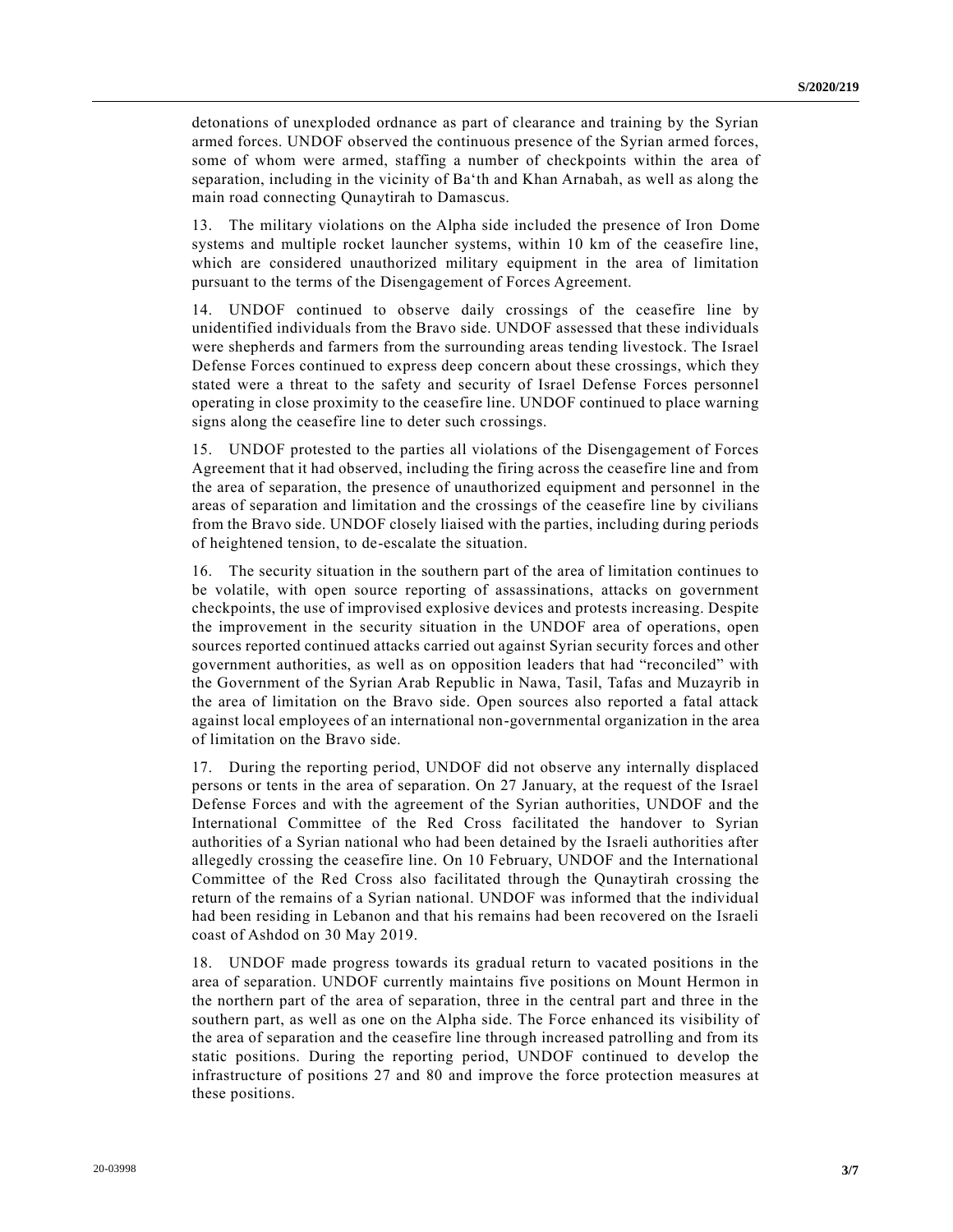detonations of unexploded ordnance as part of clearance and training by the Syrian armed forces. UNDOF observed the continuous presence of the Syrian armed forces, some of whom were armed, staffing a number of checkpoints within the area of separation, including in the vicinity of Ba'th and Khan Arnabah, as well as along the main road connecting Qunaytirah to Damascus.

13. The military violations on the Alpha side included the presence of Iron Dome systems and multiple rocket launcher systems, within 10 km of the ceasefire line, which are considered unauthorized military equipment in the area of limitation pursuant to the terms of the Disengagement of Forces Agreement.

14. UNDOF continued to observe daily crossings of the ceasefire line by unidentified individuals from the Bravo side. UNDOF assessed that these individuals were shepherds and farmers from the surrounding areas tending livestock. The Israel Defense Forces continued to express deep concern about these crossings, which they stated were a threat to the safety and security of Israel Defense Forces personnel operating in close proximity to the ceasefire line. UNDOF continued to place warning signs along the ceasefire line to deter such crossings.

15. UNDOF protested to the parties all violations of the Disengagement of Forces Agreement that it had observed, including the firing across the ceasefire line and from the area of separation, the presence of unauthorized equipment and personnel in the areas of separation and limitation and the crossings of the ceasefire line by civilians from the Bravo side. UNDOF closely liaised with the parties, including during periods of heightened tension, to de-escalate the situation.

16. The security situation in the southern part of the area of limitation continues to be volatile, with open source reporting of assassinations, attacks on government checkpoints, the use of improvised explosive devices and protests increasing. Despite the improvement in the security situation in the UNDOF area of operations, open sources reported continued attacks carried out against Syrian security forces and other government authorities, as well as on opposition leaders that had "reconciled" with the Government of the Syrian Arab Republic in Nawa, Tasil, Tafas and Muzayrib in the area of limitation on the Bravo side. Open sources also reported a fatal attack against local employees of an international non-governmental organization in the area of limitation on the Bravo side.

17. During the reporting period, UNDOF did not observe any internally displaced persons or tents in the area of separation. On 27 January, at the request of the Israel Defense Forces and with the agreement of the Syrian authorities, UNDOF and the International Committee of the Red Cross facilitated the handover to Syrian authorities of a Syrian national who had been detained by the Israeli authorities after allegedly crossing the ceasefire line. On 10 February, UNDOF and the International Committee of the Red Cross also facilitated through the Qunaytirah crossing the return of the remains of a Syrian national. UNDOF was informed that the individual had been residing in Lebanon and that his remains had been recovered on the Israeli coast of Ashdod on 30 May 2019.

18. UNDOF made progress towards its gradual return to vacated positions in the area of separation. UNDOF currently maintains five positions on Mount Hermon in the northern part of the area of separation, three in the central part and three in the southern part, as well as one on the Alpha side. The Force enhanced its visibility of the area of separation and the ceasefire line through increased patrolling and from its static positions. During the reporting period, UNDOF continued to develop the infrastructure of positions 27 and 80 and improve the force protection measures at these positions.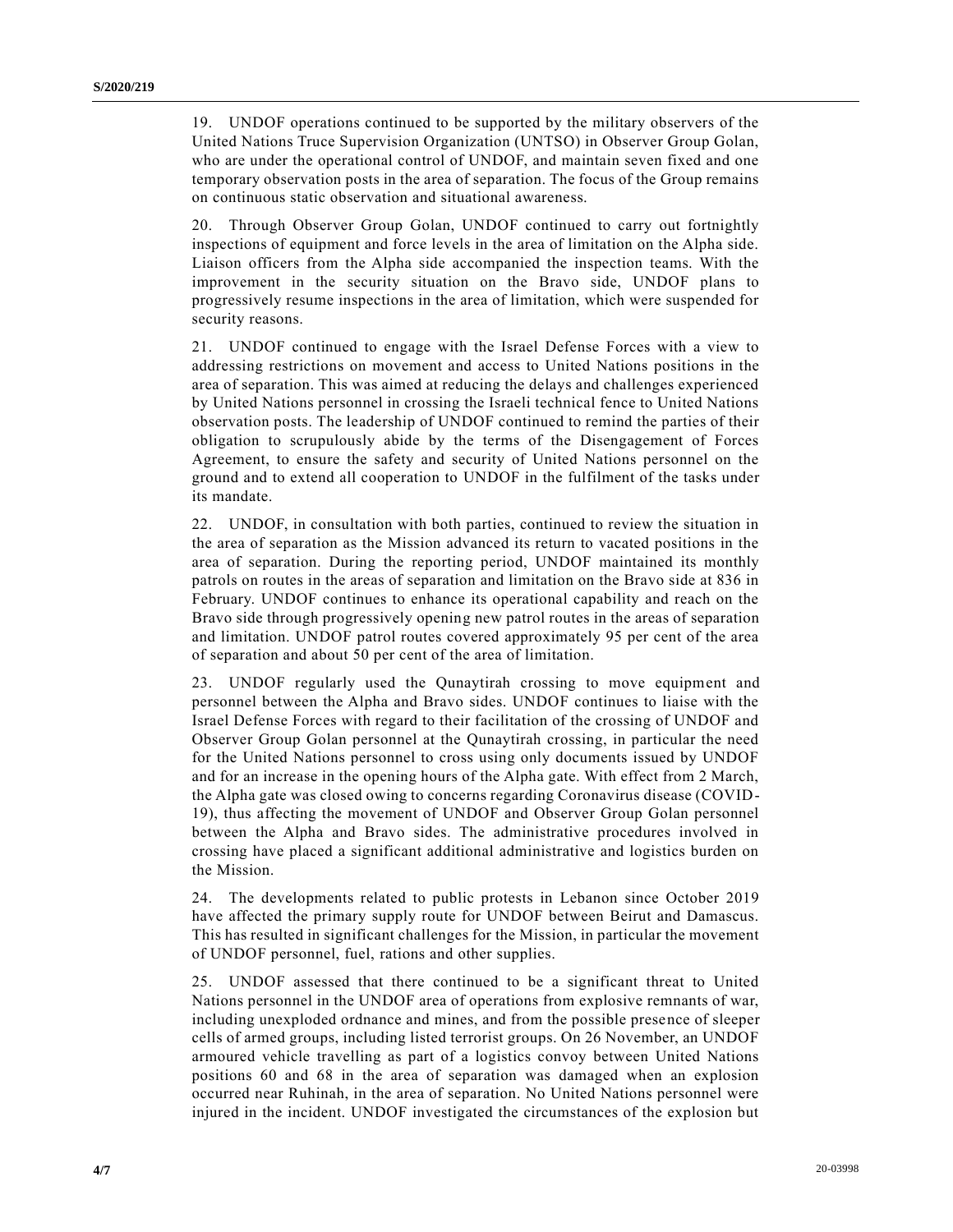19. UNDOF operations continued to be supported by the military observers of the United Nations Truce Supervision Organization (UNTSO) in Observer Group Golan, who are under the operational control of UNDOF, and maintain seven fixed and one temporary observation posts in the area of separation. The focus of the Group remains on continuous static observation and situational awareness.

20. Through Observer Group Golan, UNDOF continued to carry out fortnightly inspections of equipment and force levels in the area of limitation on the Alpha side. Liaison officers from the Alpha side accompanied the inspection teams. With the improvement in the security situation on the Bravo side, UNDOF plans to progressively resume inspections in the area of limitation, which were suspended for security reasons.

21. UNDOF continued to engage with the Israel Defense Forces with a view to addressing restrictions on movement and access to United Nations positions in the area of separation. This was aimed at reducing the delays and challenges experienced by United Nations personnel in crossing the Israeli technical fence to United Nations observation posts. The leadership of UNDOF continued to remind the parties of their obligation to scrupulously abide by the terms of the Disengagement of Forces Agreement, to ensure the safety and security of United Nations personnel on the ground and to extend all cooperation to UNDOF in the fulfilment of the tasks under its mandate.

22. UNDOF, in consultation with both parties, continued to review the situation in the area of separation as the Mission advanced its return to vacated positions in the area of separation. During the reporting period, UNDOF maintained its monthly patrols on routes in the areas of separation and limitation on the Bravo side at 836 in February. UNDOF continues to enhance its operational capability and reach on the Bravo side through progressively opening new patrol routes in the areas of separation and limitation. UNDOF patrol routes covered approximately 95 per cent of the area of separation and about 50 per cent of the area of limitation.

23. UNDOF regularly used the Qunaytirah crossing to move equipment and personnel between the Alpha and Bravo sides. UNDOF continues to liaise with the Israel Defense Forces with regard to their facilitation of the crossing of UNDOF and Observer Group Golan personnel at the Qunaytirah crossing, in particular the need for the United Nations personnel to cross using only documents issued by UNDOF and for an increase in the opening hours of the Alpha gate. With effect from 2 March, the Alpha gate was closed owing to concerns regarding Coronavirus disease (COVID-19), thus affecting the movement of UNDOF and Observer Group Golan personnel between the Alpha and Bravo sides. The administrative procedures involved in crossing have placed a significant additional administrative and logistics burden on the Mission.

24. The developments related to public protests in Lebanon since October 2019 have affected the primary supply route for UNDOF between Beirut and Damascus. This has resulted in significant challenges for the Mission, in particular the movement of UNDOF personnel, fuel, rations and other supplies.

25. UNDOF assessed that there continued to be a significant threat to United Nations personnel in the UNDOF area of operations from explosive remnants of war, including unexploded ordnance and mines, and from the possible presence of sleeper cells of armed groups, including listed terrorist groups. On 26 November, an UNDOF armoured vehicle travelling as part of a logistics convoy between United Nations positions 60 and 68 in the area of separation was damaged when an explosion occurred near Ruhinah, in the area of separation. No United Nations personnel were injured in the incident. UNDOF investigated the circumstances of the explosion but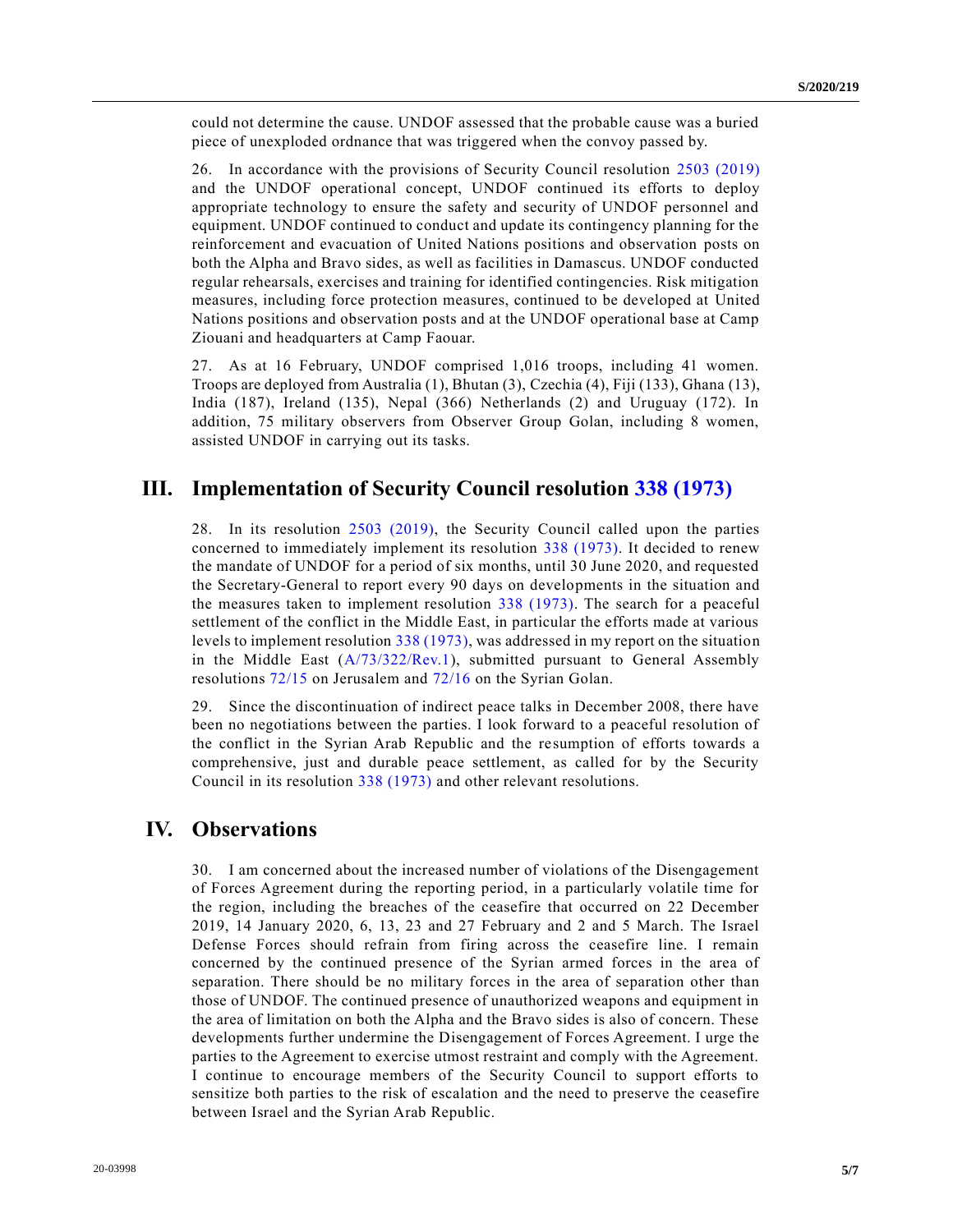could not determine the cause. UNDOF assessed that the probable cause was a buried piece of unexploded ordnance that was triggered when the convoy passed by.

26. In accordance with the provisions of Security Council resolution 2503 (2019) and the UNDOF operational concept, UNDOF continued its efforts to deploy appropriate technology to ensure the safety and security of UNDOF personnel and equipment. UNDOF continued to conduct and update its contingency planning for the reinforcement and evacuation of United Nations positions and observation posts on both the Alpha and Bravo sides, as well as facilities in Damascus. UNDOF conducted regular rehearsals, exercises and training for identified contingencies. Risk mitigation measures, including force protection measures, continued to be developed at United Nations positions and observation posts and at the UNDOF operational base at Camp Ziouani and headquarters at Camp Faouar.

27. As at 16 February, UNDOF comprised 1,016 troops, including 41 women. Troops are deployed from Australia (1), Bhutan (3), Czechia (4), Fiji (133), Ghana (13), India (187), Ireland (135), Nepal (366) Netherlands (2) and Uruguay (172). In addition, 75 military observers from Observer Group Golan, including 8 women, assisted UNDOF in carrying out its tasks.

## III. Implementation of Security Council resolution 338 (1973)

28. In its resolution 2503 (2019), the Security Council called upon the parties concerned to immediately implement its resolution 338 (1973). It decided to renew the mandate of UNDOF for a period of six months, until 30 June 2020, and requested the Secretary-General to report every 90 days on developments in the situation and the measures taken to implement resolution 338 (1973). The search for a peaceful settlement of the conflict in the Middle East, in particular the efforts made at various levels to implement resolution 338 (1973), was addressed in my report on the situation in the Middle East (A/73/322/Rev.1), submitted pursuant to General Assembly resolutions 72/15 on Jerusalem and 72/16 on the Syrian Golan.

29. Since the discontinuation of indirect peace talks in December 2008, there have been no negotiations between the parties. I look forward to a peaceful resolution of the conflict in the Syrian Arab Republic and the resumption of efforts towards a comprehensive, just and durable peace settlement, as called for by the Security Council in its resolution 338 (1973) and other relevant resolutions.

## IV. Observations

30. I am concerned about the increased number of violations of the Disengagement of Forces Agreement during the reporting period, in a particularly volatile time for the region, including the breaches of the ceasefire that occurred on 22 December 2019, 14 January 2020, 6, 13, 23 and 27 February and 2 and 5 March. The Israel Defense Forces should refrain from firing across the ceasefire line. I remain concerned by the continued presence of the Syrian armed forces in the area of separation. There should be no military forces in the area of separation other than those of UNDOF. The continued presence of unauthorized weapons and equipment in the area of limitation on both the Alpha and the Bravo sides is also of concern. These developments further undermine the Disengagement of Forces Agreement. I urge the parties to the Agreement to exercise utmost restraint and comply with the Agreement. I continue to encourage members of the Security Council to support efforts to sensitize both parties to the risk of escalation and the need to preserve the ceasefire between Israel and the Syrian Arab Republic.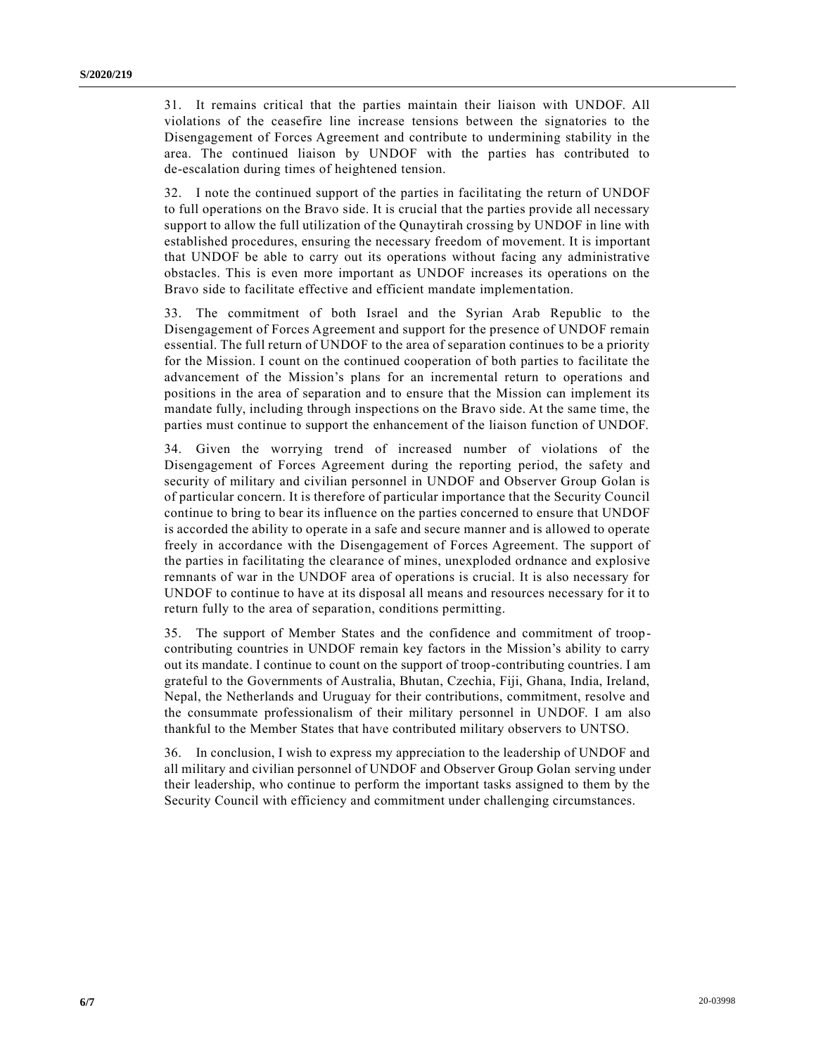31. It remains critical that the parties maintain their liaison with UNDOF. All violations of the ceasefire line increase tensions between the signatories to the Disengagement of Forces Agreement and contribute to undermining stability in the area. The continued liaison by UNDOF with the parties has contributed to de-escalation during times of heightened tension.

32. I note the continued support of the parties in facilitating the return of UNDOF to full operations on the Bravo side. It is crucial that the parties provide all necessary support to allow the full utilization of the Qunaytirah crossing by UNDOF in line with established procedures, ensuring the necessary freedom of movement. It is important that UNDOF be able to carry out its operations without facing any administrative obstacles. This is even more important as UNDOF increases its operations on the Bravo side to facilitate effective and efficient mandate implementation.

33. The commitment of both Israel and the Syrian Arab Republic to the Disengagement of Forces Agreement and support for the presence of UNDOF remain essential. The full return of UNDOF to the area of separation continues to be a priority for the Mission. I count on the continued cooperation of both parties to facilitate the advancement of the Mission's plans for an incremental return to operations and positions in the area of separation and to ensure that the Mission can implement its mandate fully, including through inspections on the Bravo side. At the same time, the parties must continue to support the enhancement of the liaison function of UNDOF.

34. Given the worrying trend of increased number of violations of the Disengagement of Forces Agreement during the reporting period, the safety and security of military and civilian personnel in UNDOF and Observer Group Golan is of particular concern. It is therefore of particular importance that the Security Council continue to bring to bear its influence on the parties concerned to ensure that UNDOF is accorded the ability to operate in a safe and secure manner and is allowed to operate freely in accordance with the Disengagement of Forces Agreement. The support of the parties in facilitating the clearance of mines, unexploded ordnance and explosive remnants of war in the UNDOF area of operations is crucial. It is also necessary for UNDOF to continue to have at its disposal all means and resources necessary for it to return fully to the area of separation, conditions permitting.

35. The support of Member States and the confidence and commitment of troop-contributing countries in UNDOF remain key factors in the Mission's ability to carry out its mandate. I continue to count on the support of troop-contributing countries. I am grateful to the Governments of Australia, Bhutan, Czechia, Fiji, Ghana, India, Ireland, Nepal, the Netherlands and Uruguay for their contributions, commitment, resolve and the consummate professionalism of their military personnel in UNDOF. I am also thankful to the Member States that have contributed military observers to UNTSO.

36. In conclusion, I wish to express my appreciation to the leadership of UNDOF and all military and civilian personnel of UNDOF and Observer Group Golan serving under their leadership, who continue to perform the important tasks assigned to them by the Security Council with efficiency and commitment under challenging circumstances.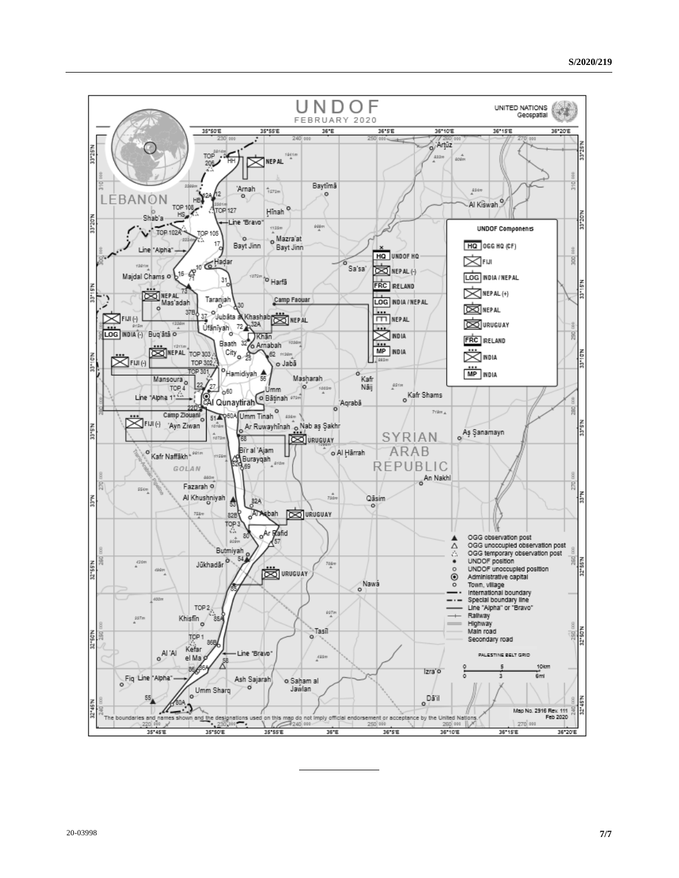# UNDOF

FEBRUARY 2020

UNITED NATIONS
Geospatial

LEBANON

SYRIAN
ARAB
REPUBLIC

GOLAN

**UNDOF Components**

HQ OGG HQ (CF)

FIJI

LOG INDIA / NEPAL

NEPAL (+)

NEPAL

URUGUAY

FRC IRELAND

INDIA

MP INDIA

HQ UNDOF HQ

NEPAL (-)

FRC IRELAND

LOG INDIA / NEPAL

NEPAL

INDIA

MP INDIA

Camp Faouar

Camp Ziouani

FIJI (-)

LOG INDIA (-)

Line "Alpha"

Line "Bravo"

Line "Alpha 1"

OGG observation post

OGG unoccupied observation post

OGG temporary observation post

UNDOF position

UNDOF unoccupied position

Administrative capital

Town, village

International boundary

Special boundary line

Line "Alpha" or "Bravo"

Railway

Highway

Main road

Secondary road

PALESTINE BELT GRID

0 5 10km

0 3 6mi

Map No. 2916 Rev. 111
Feb 2020

The boundaries and names shown and the designations used on this map do not imply official endorsement or acceptance by the United Nations.